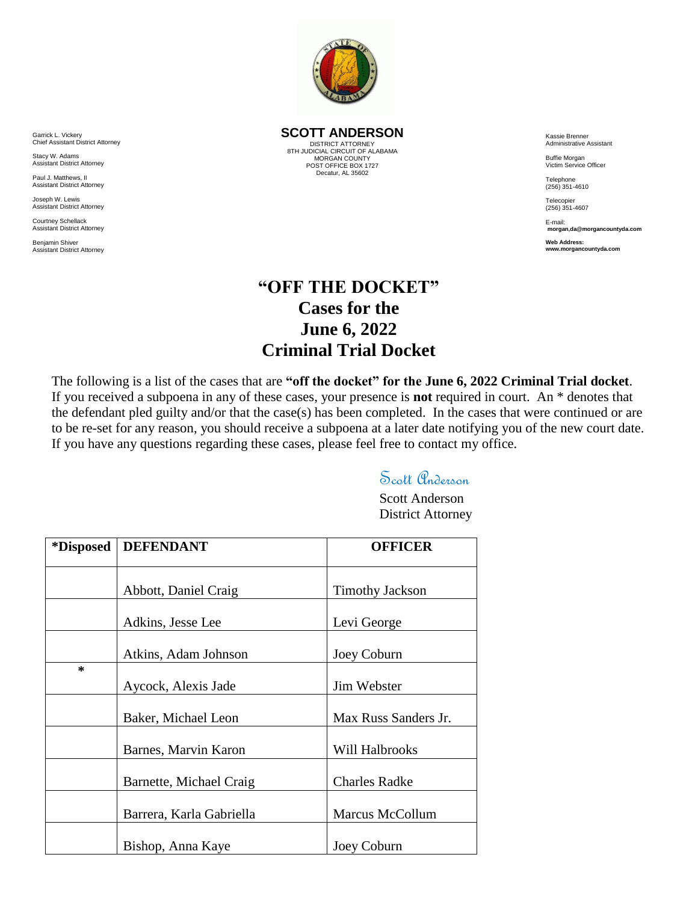**SCOTT ANDERSON**
DISTRICT ATTORNEY
8TH JUDICIAL CIRCUIT OF ALABAMA
MORGAN COUNTY
POST OFFICE BOX 1727
Decatur, AL 35602

Garrick L. Vickery
Chief Assistant District Attorney

Stacy W. Adams
Assistant District Attorney

Paul J. Matthews, II
Assistant District Attorney

Joseph W. Lewis
Assistant District Attorney

Courtney Schellack
Assistant District Attorney

Benjamin Shiver
Assistant District Attorney

Kassie Brenner
Administrative Assistant

Buffie Morgan
Victim Service Officer

Telephone
(256) 351-4610

Telecopier
(256) 351-4607

E-mail:
**morgan,da@morgancountyda.com**

**Web Address:**
**www.morgancountyda.com**

# "OFF THE DOCKET" Cases for the June 6, 2022 Criminal Trial Docket

The following is a list of the cases that are **"off the docket" for the June 6, 2022 Criminal Trial docket**. If you received a subpoena in any of these cases, your presence is **not** required in court. An * denotes that the defendant pled guilty and/or that the case(s) has been completed. In the cases that were continued or are to be re-set for any reason, you should receive a subpoena at a later date notifying you of the new court date. If you have any questions regarding these cases, please feel free to contact my office.

Scott Anderson

Scott Anderson
District Attorney

| *Disposed | DEFENDANT | OFFICER |
|---|---|---|
| | Abbott, Daniel Craig | Timothy Jackson |
| | Adkins, Jesse Lee | Levi George |
| | Atkins, Adam Johnson | Joey Coburn |
| * | Aycock, Alexis Jade | Jim Webster |
| | Baker, Michael Leon | Max Russ Sanders Jr. |
| | Barnes, Marvin Karon | Will Halbrooks |
| | Barnette, Michael Craig | Charles Radke |
| | Barrera, Karla Gabriella | Marcus McCollum |
| | Bishop, Anna Kaye | Joey Coburn |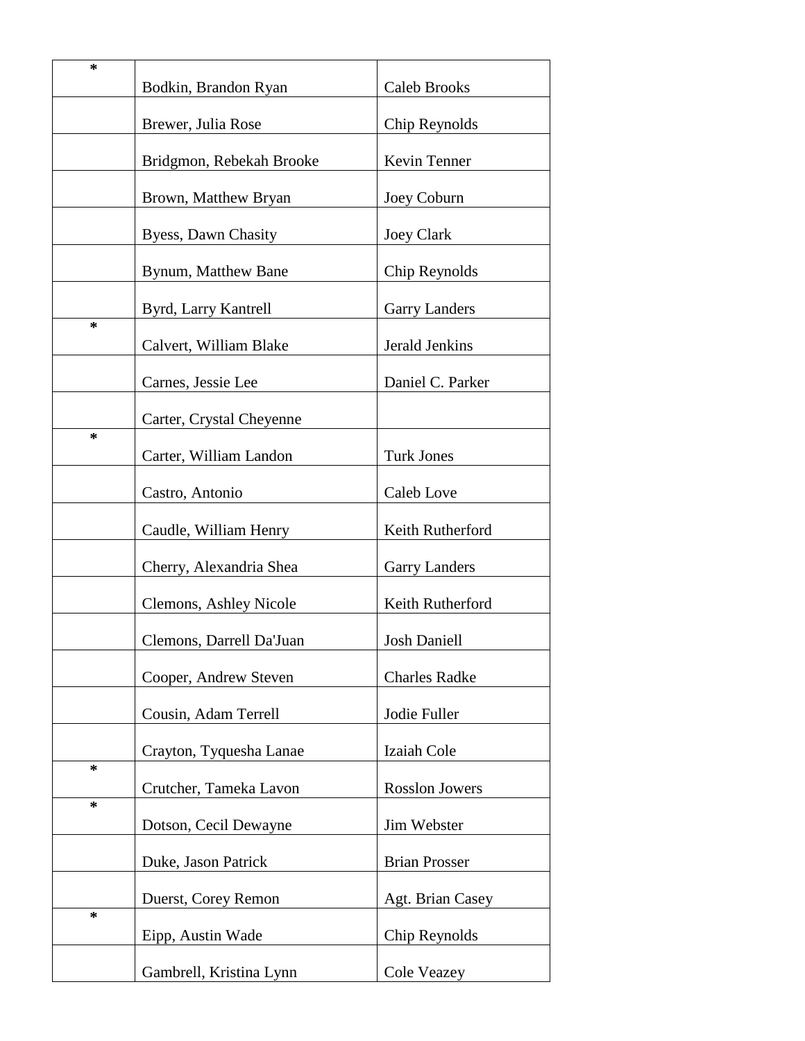| | | |
|---|---|---|
| * | Bodkin, Brandon Ryan | Caleb Brooks |
| | Brewer, Julia Rose | Chip Reynolds |
| | Bridgmon, Rebekah Brooke | Kevin Tenner |
| | Brown, Matthew Bryan | Joey Coburn |
| | Byess, Dawn Chasity | Joey Clark |
| | Bynum, Matthew Bane | Chip Reynolds |
| | Byrd, Larry Kantrell | Garry Landers |
| * | Calvert, William Blake | Jerald Jenkins |
| | Carnes, Jessie Lee | Daniel C. Parker |
| | Carter, Crystal Cheyenne | |
| * | Carter, William Landon | Turk Jones |
| | Castro, Antonio | Caleb Love |
| | Caudle, William Henry | Keith Rutherford |
| | Cherry, Alexandria Shea | Garry Landers |
| | Clemons, Ashley Nicole | Keith Rutherford |
| | Clemons, Darrell Da'Juan | Josh Daniell |
| | Cooper, Andrew Steven | Charles Radke |
| | Cousin, Adam Terrell | Jodie Fuller |
| | Crayton, Tyquesha Lanae | Izaiah Cole |
| * | Crutcher, Tameka Lavon | Rosslon Jowers |
| * | Dotson, Cecil Dewayne | Jim Webster |
| | Duke, Jason Patrick | Brian Prosser |
| | Duerst, Corey Remon | Agt. Brian Casey |
| * | Eipp, Austin Wade | Chip Reynolds |
| | Gambrell, Kristina Lynn | Cole Veazey |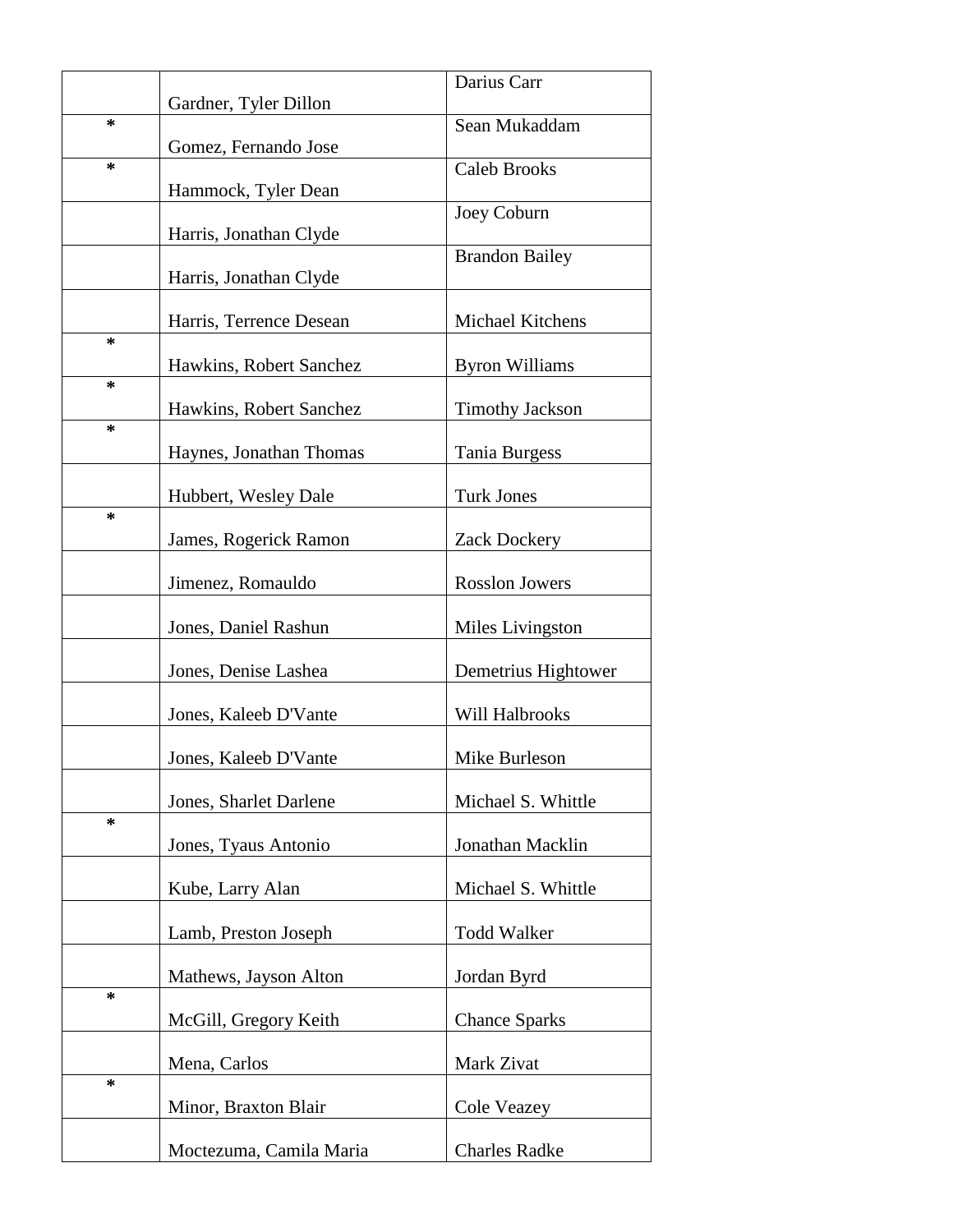| | | |
|---|---|---|
| | Gardner, Tyler Dillon | Darius Carr |
| * | Gomez, Fernando Jose | Sean Mukaddam |
| * | Hammock, Tyler Dean | Caleb Brooks |
| | Harris, Jonathan Clyde | Joey Coburn |
| | Harris, Jonathan Clyde | Brandon Bailey |
| | Harris, Terrence Desean | Michael Kitchens |
| * | Hawkins, Robert Sanchez | Byron Williams |
| * | Hawkins, Robert Sanchez | Timothy Jackson |
| * | Haynes, Jonathan Thomas | Tania Burgess |
| | Hubbert, Wesley Dale | Turk Jones |
| * | James, Rogerick Ramon | Zack Dockery |
| | Jimenez, Romauldo | Rosslon Jowers |
| | Jones, Daniel Rashun | Miles Livingston |
| | Jones, Denise Lashea | Demetrius Hightower |
| | Jones, Kaleeb D'Vante | Will Halbrooks |
| | Jones, Kaleeb D'Vante | Mike Burleson |
| | Jones, Sharlet Darlene | Michael S. Whittle |
| * | Jones, Tyaus Antonio | Jonathan Macklin |
| | Kube, Larry Alan | Michael S. Whittle |
| | Lamb, Preston Joseph | Todd Walker |
| | Mathews, Jayson Alton | Jordan Byrd |
| * | McGill, Gregory Keith | Chance Sparks |
| | Mena, Carlos | Mark Zivat |
| * | Minor, Braxton Blair | Cole Veazey |
| | Moctezuma, Camila Maria | Charles Radke |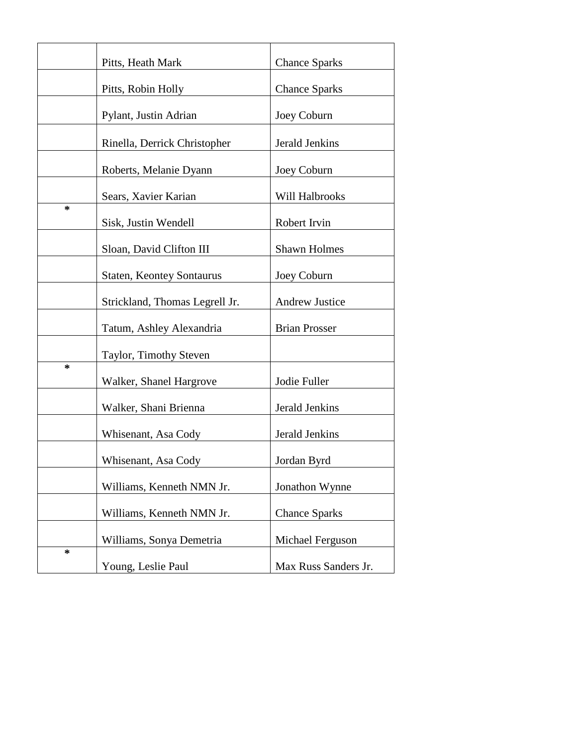| | | |
|---|---|---|
| | Pitts, Heath Mark | Chance Sparks |
| | Pitts, Robin Holly | Chance Sparks |
| | Pylant, Justin Adrian | Joey Coburn |
| | Rinella, Derrick Christopher | Jerald Jenkins |
| | Roberts, Melanie Dyann | Joey Coburn |
| | Sears, Xavier Karian | Will Halbrooks |
| * | Sisk, Justin Wendell | Robert Irvin |
| | Sloan, David Clifton III | Shawn Holmes |
| | Staten, Keontey Sontaurus | Joey Coburn |
| | Strickland, Thomas Legrell Jr. | Andrew Justice |
| | Tatum, Ashley Alexandria | Brian Prosser |
| | Taylor, Timothy Steven | |
| * | Walker, Shanel Hargrove | Jodie Fuller |
| | Walker, Shani Brienna | Jerald Jenkins |
| | Whisenant, Asa Cody | Jerald Jenkins |
| | Whisenant, Asa Cody | Jordan Byrd |
| | Williams, Kenneth NMN Jr. | Jonathon Wynne |
| | Williams, Kenneth NMN Jr. | Chance Sparks |
| | Williams, Sonya Demetria | Michael Ferguson |
| * | Young, Leslie Paul | Max Russ Sanders Jr. |